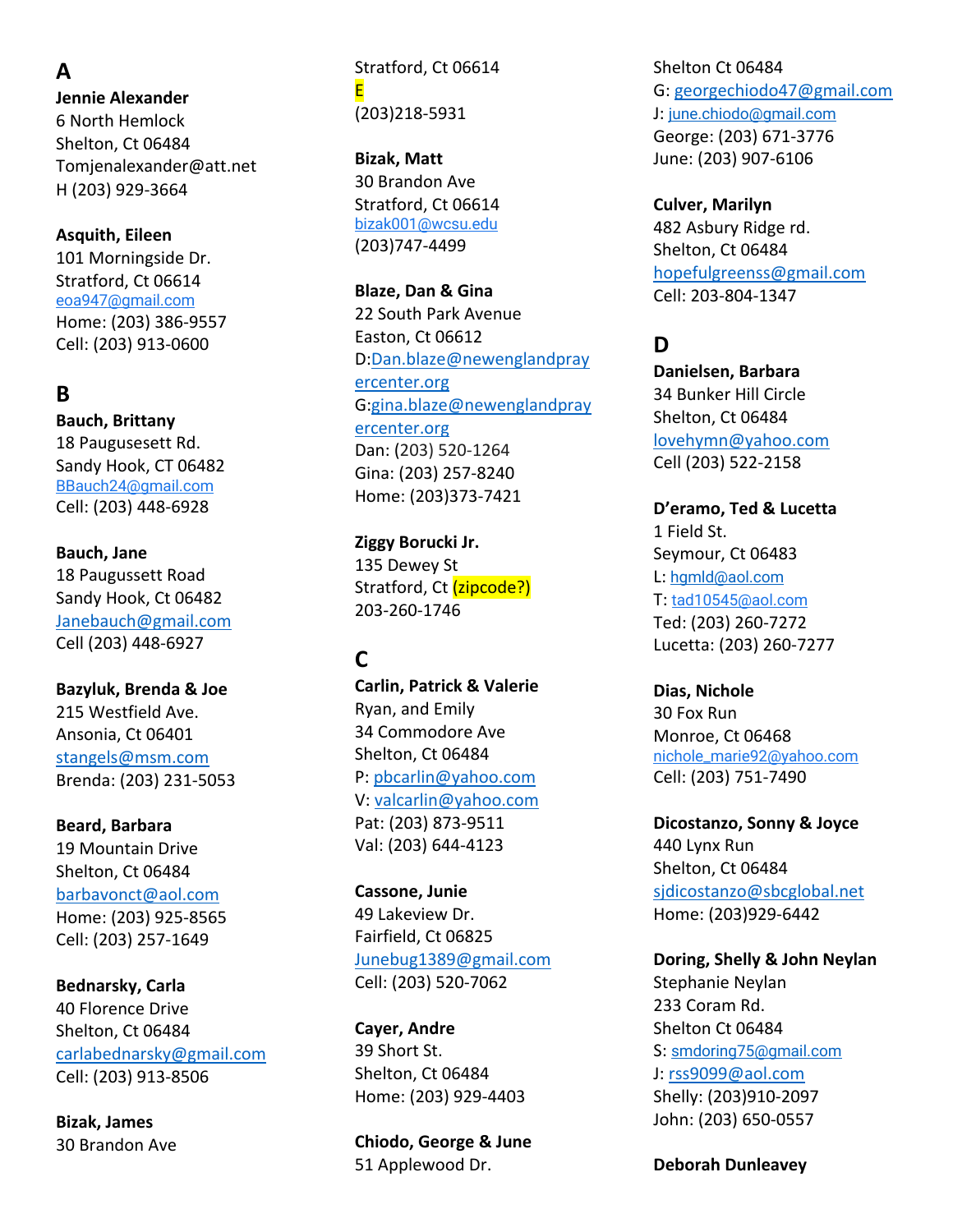# A

**Jennie Alexander**
6 North Hemlock
Shelton, Ct 06484
Tomjenalexander@att.net
H (203) 929-3664

**Asquith, Eileen**
101 Morningside Dr.
Stratford, Ct 06614
eoa947@gmail.com
Home: (203) 386-9557
Cell: (203) 913-0600

# B

**Bauch, Brittany**
18 Paugusesett Rd.
Sandy Hook, CT 06482
BBauch24@gmail.com
Cell: (203) 448-6928

**Bauch, Jane**
18 Paugussett Road
Sandy Hook, Ct 06482
Janebauch@gmail.com
Cell (203) 448-6927

**Bazyluk, Brenda & Joe**
215 Westfield Ave.
Ansonia, Ct 06401
stangels@msm.com
Brenda: (203) 231-5053

**Beard, Barbara**
19 Mountain Drive
Shelton, Ct 06484
barbavonct@aol.com
Home: (203) 925-8565
Cell: (203) 257-1649

**Bednarsky, Carla**
40 Florence Drive
Shelton, Ct 06484
carlabednarsky@gmail.com
Cell: (203) 913-8506

**Bizak, James**
30 Brandon Ave
Stratford, Ct 06614
E
(203)218-5931

**Bizak, Matt**
30 Brandon Ave
Stratford, Ct 06614
bizak001@wcsu.edu
(203)747-4499

**Blaze, Dan & Gina**
22 South Park Avenue
Easton, Ct 06612
D:Dan.blaze@newenglandprayercenter.org
G:gina.blaze@newenglandprayercenter.org
Dan: (203) 520-1264
Gina: (203) 257-8240
Home: (203)373-7421

**Ziggy Borucki Jr.**
135 Dewey St
Stratford, Ct (zipcode?)
203-260-1746

# C

**Carlin, Patrick & Valerie**
Ryan, and Emily
34 Commodore Ave
Shelton, Ct 06484
P: pbcarlin@yahoo.com
V: valcarlin@yahoo.com
Pat: (203) 873-9511
Val: (203) 644-4123

**Cassone, Junie**
49 Lakeview Dr.
Fairfield, Ct 06825
Junebug1389@gmail.com
Cell: (203) 520-7062

**Cayer, Andre**
39 Short St.
Shelton, Ct 06484
Home: (203) 929-4403

**Chiodo, George & June**
51 Applewood Dr.
Shelton Ct 06484
G: georgechiodo47@gmail.com
J: june.chiodo@gmail.com
George: (203) 671-3776
June: (203) 907-6106

**Culver, Marilyn**
482 Asbury Ridge rd.
Shelton, Ct 06484
hopefulgreenss@gmail.com
Cell: 203-804-1347

# D

**Danielsen, Barbara**
34 Bunker Hill Circle
Shelton, Ct 06484
lovehymn@yahoo.com
Cell (203) 522-2158

**D'eramo, Ted & Lucetta**
1 Field St.
Seymour, Ct 06483
L: hgmld@aol.com
T: tad10545@aol.com
Ted: (203) 260-7272
Lucetta: (203) 260-7277

**Dias, Nichole**
30 Fox Run
Monroe, Ct 06468
nichole_marie92@yahoo.com
Cell: (203) 751-7490

**Dicostanzo, Sonny & Joyce**
440 Lynx Run
Shelton, Ct 06484
sjdicostanzo@sbcglobal.net
Home: (203)929-6442

**Doring, Shelly & John Neylan**
Stephanie Neylan
233 Coram Rd.
Shelton Ct 06484
S: smdoring75@gmail.com
J: rss9099@aol.com
Shelly: (203)910-2097
John: (203) 650-0557

**Deborah Dunleavey**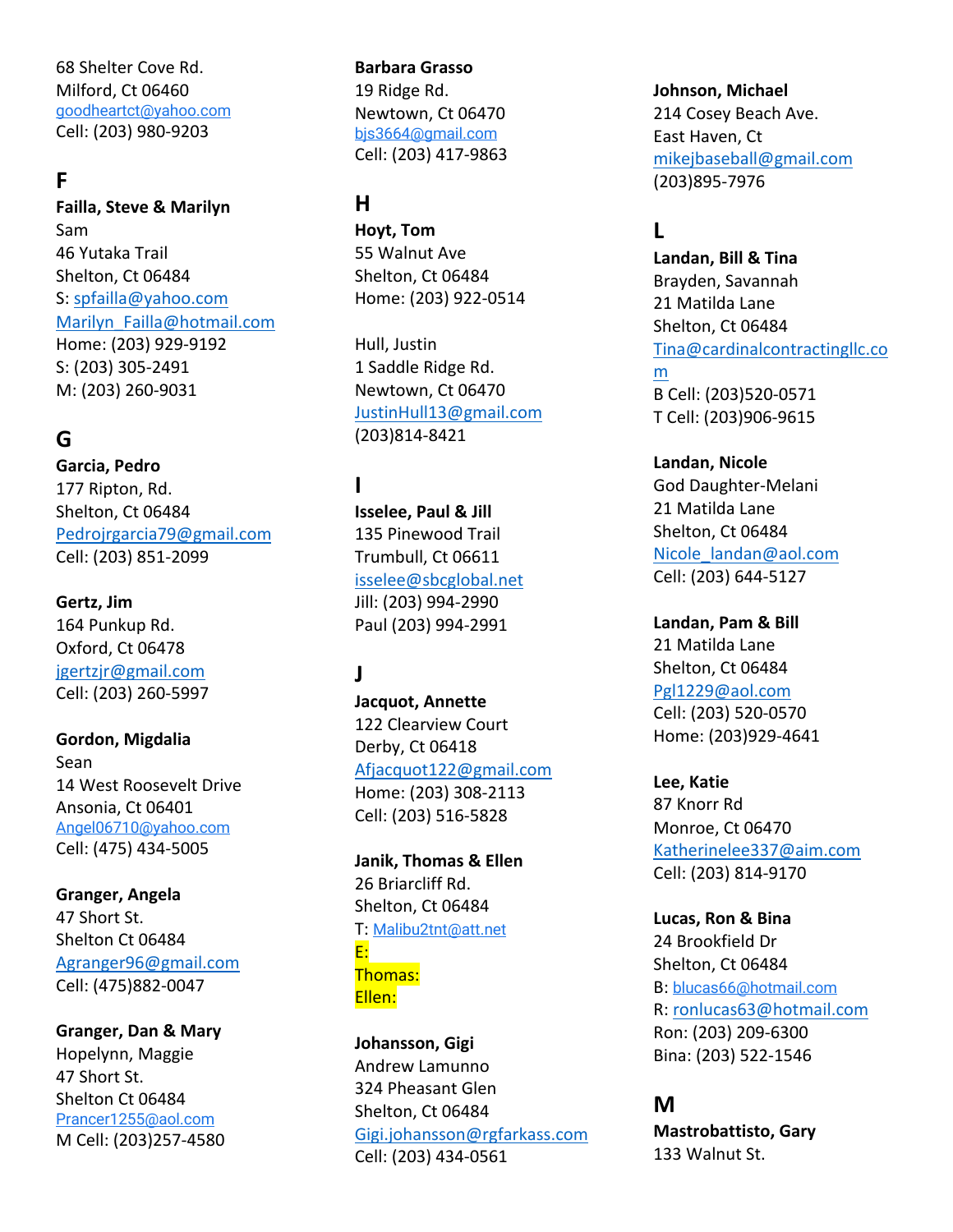68 Shelter Cove Rd.
Milford, Ct 06460
goodheartct@yahoo.com
Cell: (203) 980-9203

## F

**Failla, Steve & Marilyn**
Sam
46 Yutaka Trail
Shelton, Ct 06484
S: spfailla@yahoo.com
Marilyn_Failla@hotmail.com
Home: (203) 929-9192
S: (203) 305-2491
M: (203) 260-9031

## G

**Garcia, Pedro**
177 Ripton, Rd.
Shelton, Ct 06484
Pedrojrgarcia79@gmail.com
Cell: (203) 851-2099

**Gertz, Jim**
164 Punkup Rd.
Oxford, Ct 06478
jgertzjr@gmail.com
Cell: (203) 260-5997

**Gordon, Migdalia**
Sean
14 West Roosevelt Drive
Ansonia, Ct 06401
Angel06710@yahoo.com
Cell: (475) 434-5005

**Granger, Angela**
47 Short St.
Shelton Ct 06484
Agranger96@gmail.com
Cell: (475)882-0047

**Granger, Dan & Mary**
Hopelynn, Maggie
47 Short St.
Shelton Ct 06484
Prancer1255@aol.com
M Cell: (203)257-4580

**Barbara Grasso**
19 Ridge Rd.
Newtown, Ct 06470
bjs3664@gmail.com
Cell: (203) 417-9863

## H

**Hoyt, Tom**
55 Walnut Ave
Shelton, Ct 06484
Home: (203) 922-0514

Hull, Justin
1 Saddle Ridge Rd.
Newtown, Ct 06470
JustinHull13@gmail.com
(203)814-8421

## I

**Isselee, Paul & Jill**
135 Pinewood Trail
Trumbull, Ct 06611
isselee@sbcglobal.net
Jill: (203) 994-2990
Paul (203) 994-2991

## J

**Jacquot, Annette**
122 Clearview Court
Derby, Ct 06418
Afjacquot122@gmail.com
Home: (203) 308-2113
Cell: (203) 516-5828

**Janik, Thomas & Ellen**
26 Briarcliff Rd.
Shelton, Ct 06484
T: Malibu2tnt@att.net
E:
Thomas:
Ellen:

**Johansson, Gigi**
Andrew Lamunno
324 Pheasant Glen
Shelton, Ct 06484
Gigi.johansson@rgfarkass.com
Cell: (203) 434-0561

**Johnson, Michael**
214 Cosey Beach Ave.
East Haven, Ct
mikejbaseball@gmail.com
(203)895-7976

## L

**Landan, Bill & Tina**
Brayden, Savannah
21 Matilda Lane
Shelton, Ct 06484
Tina@cardinalcontractingllc.com
B Cell: (203)520-0571
T Cell: (203)906-9615

**Landan, Nicole**
God Daughter-Melani
21 Matilda Lane
Shelton, Ct 06484
Nicole_landan@aol.com
Cell: (203) 644-5127

**Landan, Pam & Bill**
21 Matilda Lane
Shelton, Ct 06484
Pgl1229@aol.com
Cell: (203) 520-0570
Home: (203)929-4641

**Lee, Katie**
87 Knorr Rd
Monroe, Ct 06470
Katherinelee337@aim.com
Cell: (203) 814-9170

**Lucas, Ron & Bina**
24 Brookfield Dr
Shelton, Ct 06484
B: blucas66@hotmail.com
R: ronlucas63@hotmail.com
Ron: (203) 209-6300
Bina: (203) 522-1546

## M

**Mastrobattisto, Gary**
133 Walnut St.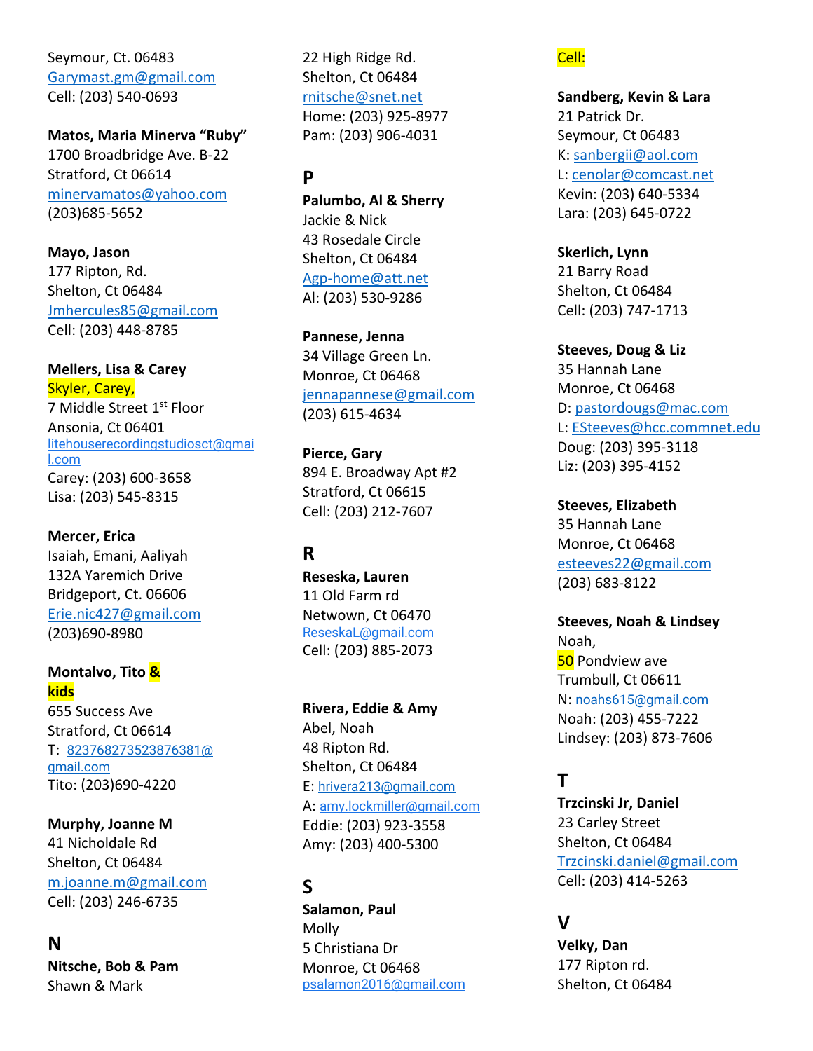Seymour, Ct. 06483
Garymast.gm@gmail.com
Cell: (203) 540-0693

**Matos, Maria Minerva "Ruby"**
1700 Broadbridge Ave. B-22
Stratford, Ct 06614
minervamatos@yahoo.com
(203)685-5652

**Mayo, Jason**
177 Ripton, Rd.
Shelton, Ct 06484
Jmhercules85@gmail.com
Cell: (203) 448-8785

**Mellers, Lisa & Carey**
Skyler, Carey,
7 Middle Street 1st Floor
Ansonia, Ct 06401
litehouserecordingstudiosct@gmail.com
Carey: (203) 600-3658
Lisa: (203) 545-8315

**Mercer, Erica**
Isaiah, Emani, Aaliyah
132A Yaremich Drive
Bridgeport, Ct. 06606
Erie.nic427@gmail.com
(203)690-8980

**Montalvo, Tito & kids**
655 Success Ave
Stratford, Ct 06614
T: 823768273523876381@gmail.com
Tito: (203)690-4220

**Murphy, Joanne M**
41 Nicholdale Rd
Shelton, Ct 06484
m.joanne.m@gmail.com
Cell: (203) 246-6735

## N

**Nitsche, Bob & Pam**
Shawn & Mark
22 High Ridge Rd.
Shelton, Ct 06484
rnitsche@snet.net
Home: (203) 925-8977
Pam: (203) 906-4031

## P

**Palumbo, Al & Sherry**
Jackie & Nick
43 Rosedale Circle
Shelton, Ct 06484
Agp-home@att.net
Al: (203) 530-9286

**Pannese, Jenna**
34 Village Green Ln.
Monroe, Ct 06468
jennapannese@gmail.com
(203) 615-4634

**Pierce, Gary**
894 E. Broadway Apt #2
Stratford, Ct 06615
Cell: (203) 212-7607

## R

**Reseska, Lauren**
11 Old Farm rd
Netwown, Ct 06470
ReseskaL@gmail.com
Cell: (203) 885-2073

**Rivera, Eddie & Amy**
Abel, Noah
48 Ripton Rd.
Shelton, Ct 06484
E: hrivera213@gmail.com
A: amy.lockmiller@gmail.com
Eddie: (203) 923-3558
Amy: (203) 400-5300

## S

**Salamon, Paul**
Molly
5 Christiana Dr
Monroe, Ct 06468
psalamon2016@gmail.com
Cell:

**Sandberg, Kevin & Lara**
21 Patrick Dr.
Seymour, Ct 06483
K: sanbergii@aol.com
L: cenolar@comcast.net
Kevin: (203) 640-5334
Lara: (203) 645-0722

**Skerlich, Lynn**
21 Barry Road
Shelton, Ct 06484
Cell: (203) 747-1713

**Steeves, Doug & Liz**
35 Hannah Lane
Monroe, Ct 06468
D: pastordougs@mac.com
L: ESteeves@hcc.commnet.edu
Doug: (203) 395-3118
Liz: (203) 395-4152

**Steeves, Elizabeth**
35 Hannah Lane
Monroe, Ct 06468
esteeves22@gmail.com
(203) 683-8122

**Steeves, Noah & Lindsey**
Noah,
50 Pondview ave
Trumbull, Ct 06611
N: noahs615@gmail.com
Noah: (203) 455-7222
Lindsey: (203) 873-7606

## T

**Trzcinski Jr, Daniel**
23 Carley Street
Shelton, Ct 06484
Trzcinski.daniel@gmail.com
Cell: (203) 414-5263

## V

**Velky, Dan**
177 Ripton rd.
Shelton, Ct 06484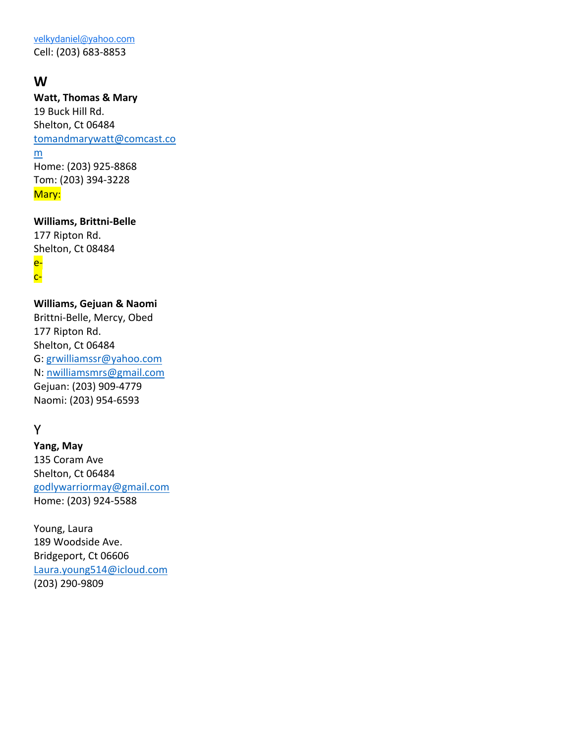velkydaniel@yahoo.com
Cell: (203) 683-8853

## W

**Watt, Thomas & Mary**
19 Buck Hill Rd.
Shelton, Ct 06484
tomandmarywatt@comcast.com
Home: (203) 925-8868
Tom: (203) 394-3228
Mary:

**Williams, Brittni-Belle**
177 Ripton Rd.
Shelton, Ct 08484
e-
c-

**Williams, Gejuan & Naomi**
Brittni-Belle, Mercy, Obed
177 Ripton Rd.
Shelton, Ct 06484
G: grwilliamssr@yahoo.com
N: nwilliamsmrs@gmail.com
Gejuan: (203) 909-4779
Naomi: (203) 954-6593

## Y

**Yang, May**
135 Coram Ave
Shelton, Ct 06484
godlywarriormay@gmail.com
Home: (203) 924-5588

Young, Laura
189 Woodside Ave.
Bridgeport, Ct 06606
Laura.young514@icloud.com
(203) 290-9809